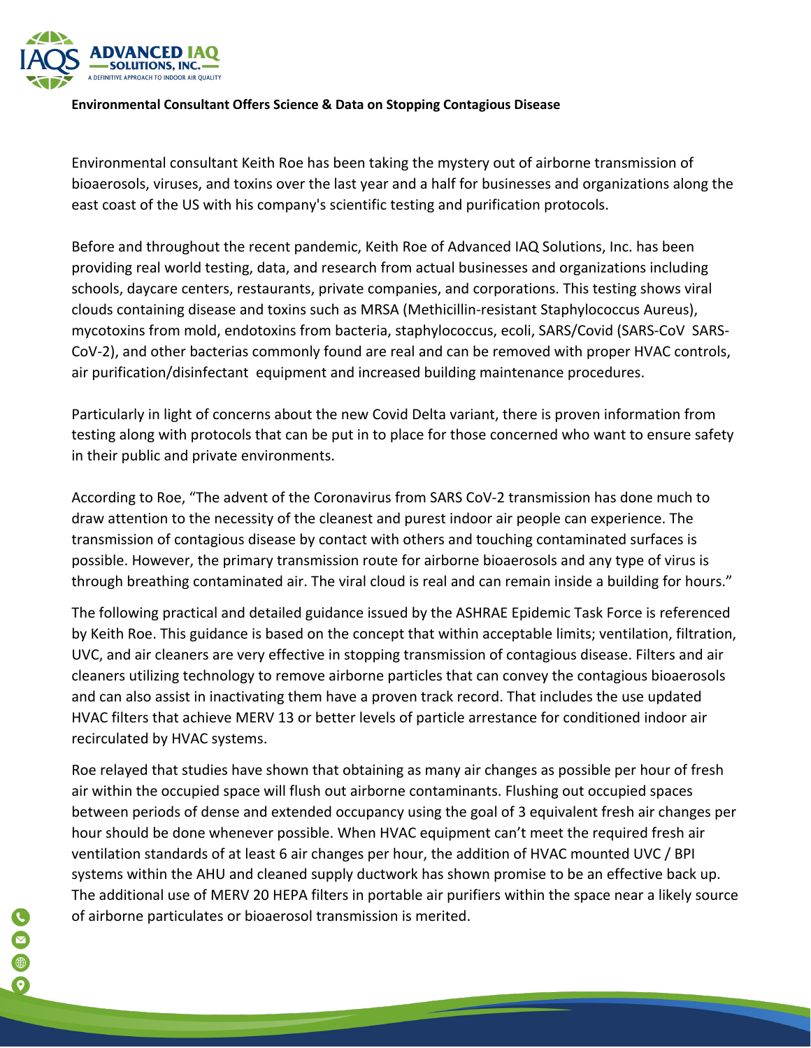**Environmental Consultant Offers Science & Data on Stopping Contagious Disease**

Environmental consultant Keith Roe has been taking the mystery out of airborne transmission of bioaerosols, viruses, and toxins over the last year and a half for businesses and organizations along the east coast of the US with his company's scientific testing and purification protocols.

Before and throughout the recent pandemic, Keith Roe of Advanced IAQ Solutions, Inc. has been providing real world testing, data, and research from actual businesses and organizations including schools, daycare centers, restaurants, private companies, and corporations. This testing shows viral clouds containing disease and toxins such as MRSA (Methicillin-resistant Staphylococcus Aureus), mycotoxins from mold, endotoxins from bacteria, staphylococcus, ecoli, SARS/Covid (SARS-CoV SARS-CoV-2), and other bacterias commonly found are real and can be removed with proper HVAC controls, air purification/disinfectant equipment and increased building maintenance procedures.

Particularly in light of concerns about the new Covid Delta variant, there is proven information from testing along with protocols that can be put in to place for those concerned who want to ensure safety in their public and private environments.

According to Roe, "The advent of the Coronavirus from SARS CoV-2 transmission has done much to draw attention to the necessity of the cleanest and purest indoor air people can experience. The transmission of contagious disease by contact with others and touching contaminated surfaces is possible. However, the primary transmission route for airborne bioaerosols and any type of virus is through breathing contaminated air. The viral cloud is real and can remain inside a building for hours."

The following practical and detailed guidance issued by the ASHRAE Epidemic Task Force is referenced by Keith Roe. This guidance is based on the concept that within acceptable limits; ventilation, filtration, UVC, and air cleaners are very effective in stopping transmission of contagious disease. Filters and air cleaners utilizing technology to remove airborne particles that can convey the contagious bioaerosols and can also assist in inactivating them have a proven track record. That includes the use updated HVAC filters that achieve MERV 13 or better levels of particle arrestance for conditioned indoor air recirculated by HVAC systems.

Roe relayed that studies have shown that obtaining as many air changes as possible per hour of fresh air within the occupied space will flush out airborne contaminants. Flushing out occupied spaces between periods of dense and extended occupancy using the goal of 3 equivalent fresh air changes per hour should be done whenever possible. When HVAC equipment can't meet the required fresh air ventilation standards of at least 6 air changes per hour, the addition of HVAC mounted UVC / BPI systems within the AHU and cleaned supply ductwork has shown promise to be an effective back up. The additional use of MERV 20 HEPA filters in portable air purifiers within the space near a likely source of airborne particulates or bioaerosol transmission is merited.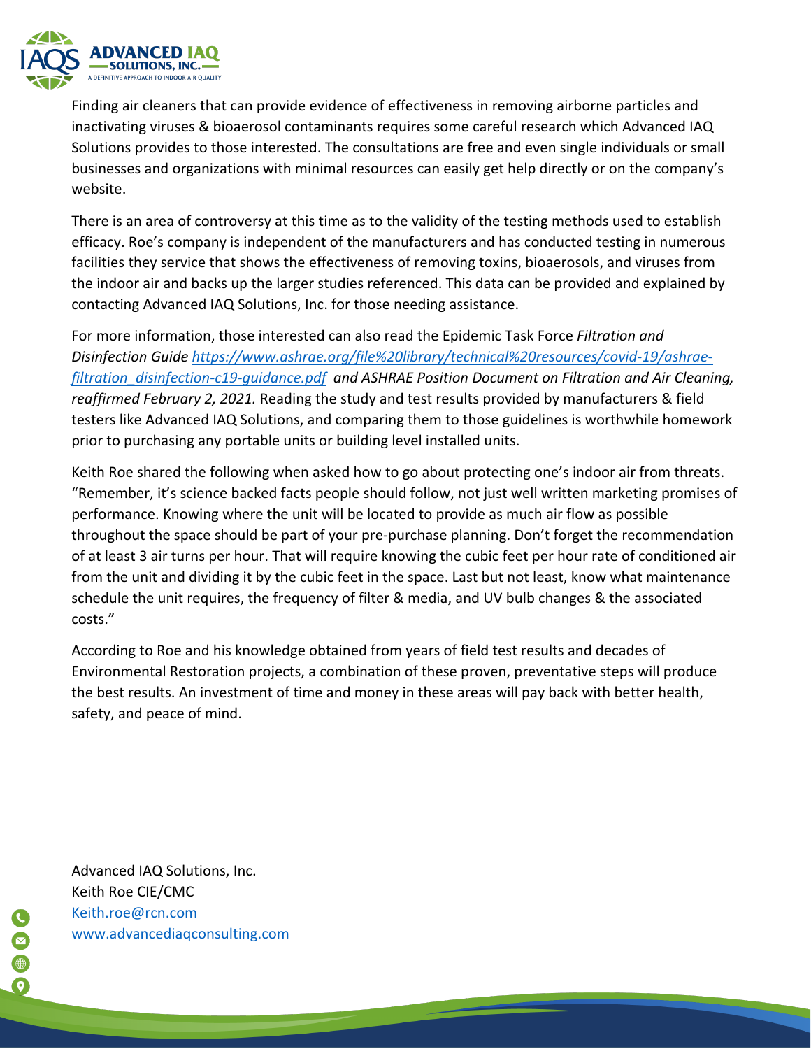Finding air cleaners that can provide evidence of effectiveness in removing airborne particles and inactivating viruses & bioaerosol contaminants requires some careful research which Advanced IAQ Solutions provides to those interested. The consultations are free and even single individuals or small businesses and organizations with minimal resources can easily get help directly or on the company's website.

There is an area of controversy at this time as to the validity of the testing methods used to establish efficacy. Roe's company is independent of the manufacturers and has conducted testing in numerous facilities they service that shows the effectiveness of removing toxins, bioaerosols, and viruses from the indoor air and backs up the larger studies referenced. This data can be provided and explained by contacting Advanced IAQ Solutions, Inc. for those needing assistance.

For more information, those interested can also read the Epidemic Task Force *Filtration and Disinfection Guide* [https://www.ashrae.org/file%20library/technical%20resources/covid-19/ashrae-filtration_disinfection-c19-guidance.pdf](https://www.ashrae.org/file%20library/technical%20resources/covid-19/ashrae-filtration_disinfection-c19-guidance.pdf) *and ASHRAE Position Document on Filtration and Air Cleaning, reaffirmed February 2, 2021.* Reading the study and test results provided by manufacturers & field testers like Advanced IAQ Solutions, and comparing them to those guidelines is worthwhile homework prior to purchasing any portable units or building level installed units.

Keith Roe shared the following when asked how to go about protecting one's indoor air from threats. "Remember, it's science backed facts people should follow, not just well written marketing promises of performance. Knowing where the unit will be located to provide as much air flow as possible throughout the space should be part of your pre-purchase planning. Don't forget the recommendation of at least 3 air turns per hour. That will require knowing the cubic feet per hour rate of conditioned air from the unit and dividing it by the cubic feet in the space. Last but not least, know what maintenance schedule the unit requires, the frequency of filter & media, and UV bulb changes & the associated costs."

According to Roe and his knowledge obtained from years of field test results and decades of Environmental Restoration projects, a combination of these proven, preventative steps will produce the best results. An investment of time and money in these areas will pay back with better health, safety, and peace of mind.

Advanced IAQ Solutions, Inc.
Keith Roe CIE/CMC
[Keith.roe@rcn.com](mailto:Keith.roe@rcn.com)
[www.advancediaqconsulting.com](http://www.advancediaqconsulting.com)